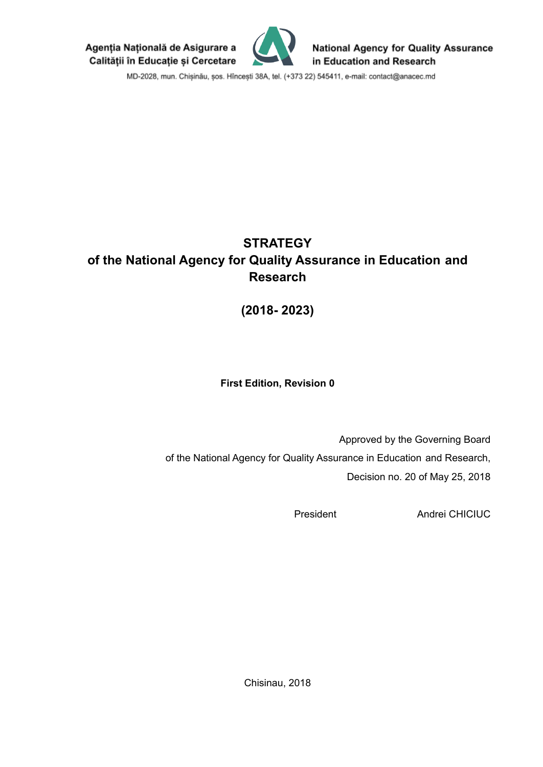Agenția Națională de Asigurare a Calității în Educație și Cercetare

National Agency for Quality Assurance in Education and Research

MD-2028, mun. Chișinău, șos. Hîncești 38A, tel. (+373 22) 545411, e-mail: contact@anacec.md

# STRATEGY
# of the National Agency for Quality Assurance in Education and Research

# (2018- 2023)

**First Edition, Revision 0**

Approved by the Governing Board
of the National Agency for Quality Assurance in Education and Research,
Decision no. 20 of May 25, 2018

President Andrei CHICIUC

Chisinau, 2018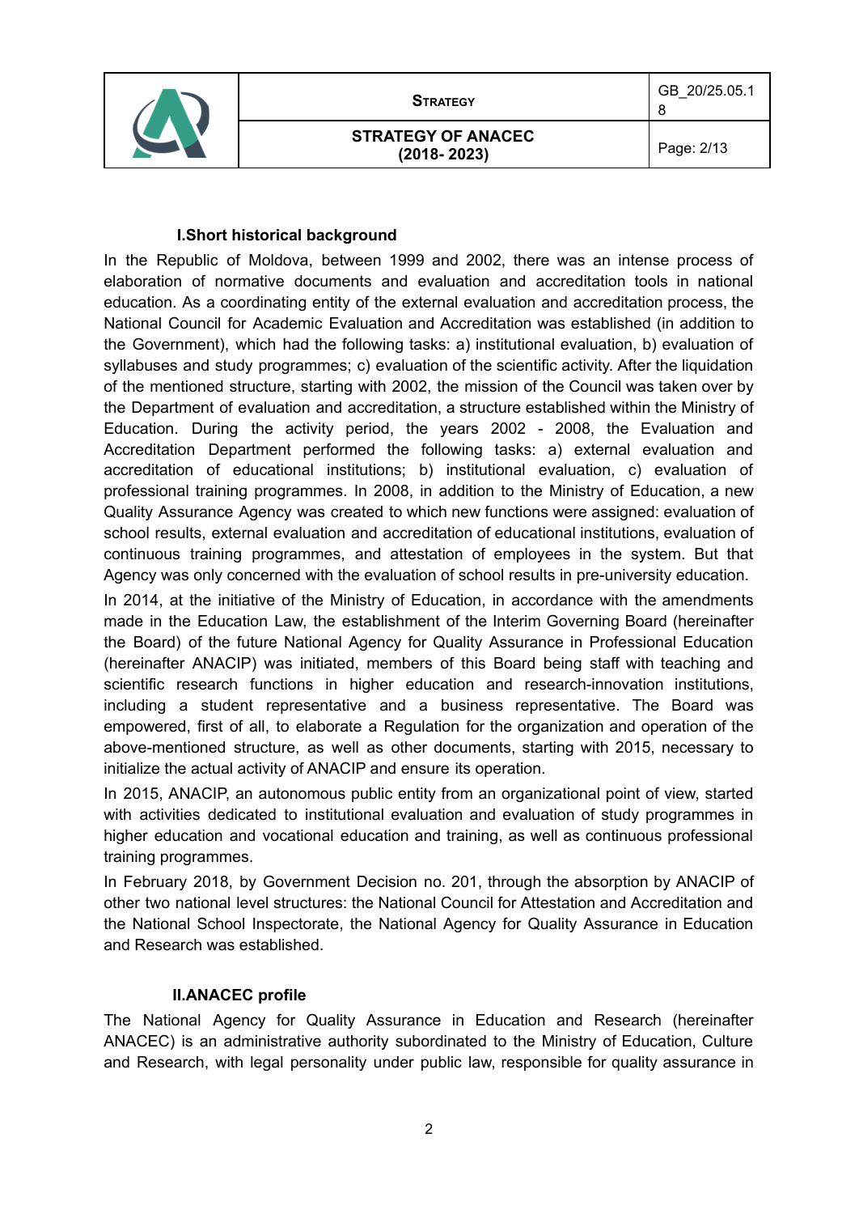## I.Short historical background

In the Republic of Moldova, between 1999 and 2002, there was an intense process of elaboration of normative documents and evaluation and accreditation tools in national education. As a coordinating entity of the external evaluation and accreditation process, the National Council for Academic Evaluation and Accreditation was established (in addition to the Government), which had the following tasks: a) institutional evaluation, b) evaluation of syllabuses and study programmes; c) evaluation of the scientific activity. After the liquidation of the mentioned structure, starting with 2002, the mission of the Council was taken over by the Department of evaluation and accreditation, a structure established within the Ministry of Education. During the activity period, the years 2002 - 2008, the Evaluation and Accreditation Department performed the following tasks: a) external evaluation and accreditation of educational institutions; b) institutional evaluation, c) evaluation of professional training programmes. In 2008, in addition to the Ministry of Education, a new Quality Assurance Agency was created to which new functions were assigned: evaluation of school results, external evaluation and accreditation of educational institutions, evaluation of continuous training programmes, and attestation of employees in the system. But that Agency was only concerned with the evaluation of school results in pre-university education.

In 2014, at the initiative of the Ministry of Education, in accordance with the amendments made in the Education Law, the establishment of the Interim Governing Board (hereinafter the Board) of the future National Agency for Quality Assurance in Professional Education (hereinafter ANACIP) was initiated, members of this Board being staff with teaching and scientific research functions in higher education and research-innovation institutions, including a student representative and a business representative. The Board was empowered, first of all, to elaborate a Regulation for the organization and operation of the above-mentioned structure, as well as other documents, starting with 2015, necessary to initialize the actual activity of ANACIP and ensure its operation.

In 2015, ANACIP, an autonomous public entity from an organizational point of view, started with activities dedicated to institutional evaluation and evaluation of study programmes in higher education and vocational education and training, as well as continuous professional training programmes.

In February 2018, by Government Decision no. 201, through the absorption by ANACIP of other two national level structures: the National Council for Attestation and Accreditation and the National School Inspectorate, the National Agency for Quality Assurance in Education and Research was established.

## II.ANACEC profile

The National Agency for Quality Assurance in Education and Research (hereinafter ANACEC) is an administrative authority subordinated to the Ministry of Education, Culture and Research, with legal personality under public law, responsible for quality assurance in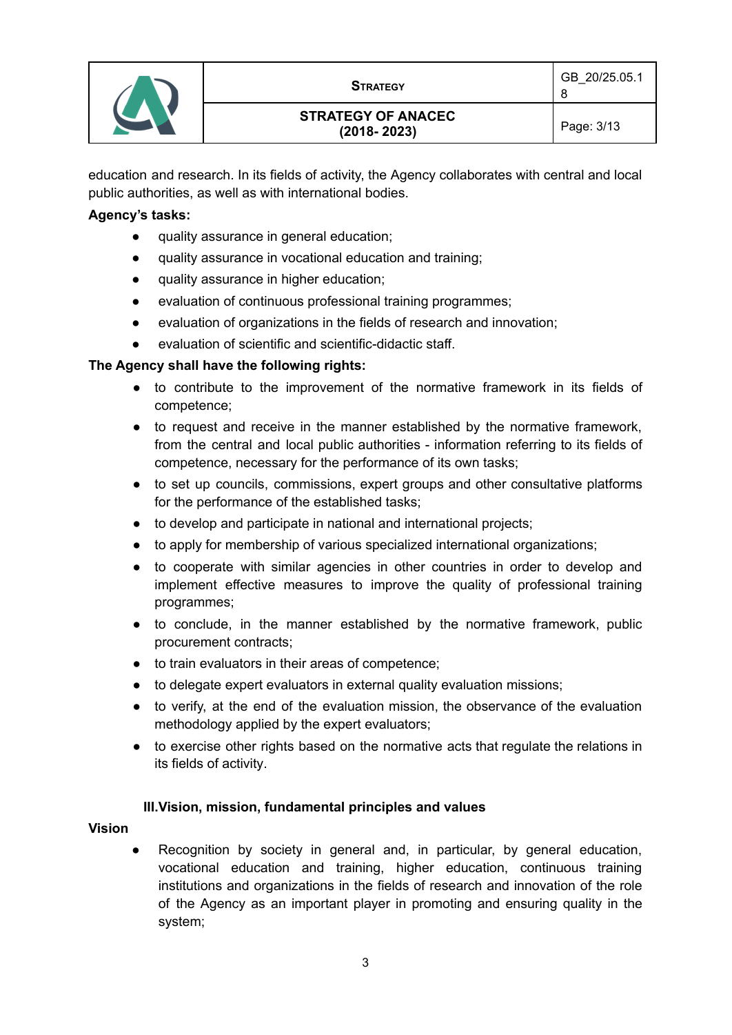education and research. In its fields of activity, the Agency collaborates with central and local public authorities, as well as with international bodies.

**Agency's tasks:**

- quality assurance in general education;
- quality assurance in vocational education and training;
- quality assurance in higher education;
- evaluation of continuous professional training programmes;
- evaluation of organizations in the fields of research and innovation;
- evaluation of scientific and scientific-didactic staff.

**The Agency shall have the following rights:**

- to contribute to the improvement of the normative framework in its fields of competence;
- to request and receive in the manner established by the normative framework, from the central and local public authorities - information referring to its fields of competence, necessary for the performance of its own tasks;
- to set up councils, commissions, expert groups and other consultative platforms for the performance of the established tasks;
- to develop and participate in national and international projects;
- to apply for membership of various specialized international organizations;
- to cooperate with similar agencies in other countries in order to develop and implement effective measures to improve the quality of professional training programmes;
- to conclude, in the manner established by the normative framework, public procurement contracts;
- to train evaluators in their areas of competence;
- to delegate expert evaluators in external quality evaluation missions;
- to verify, at the end of the evaluation mission, the observance of the evaluation methodology applied by the expert evaluators;
- to exercise other rights based on the normative acts that regulate the relations in its fields of activity.

## III.Vision, mission, fundamental principles and values

**Vision**

- Recognition by society in general and, in particular, by general education, vocational education and training, higher education, continuous training institutions and organizations in the fields of research and innovation of the role of the Agency as an important player in promoting and ensuring quality in the system;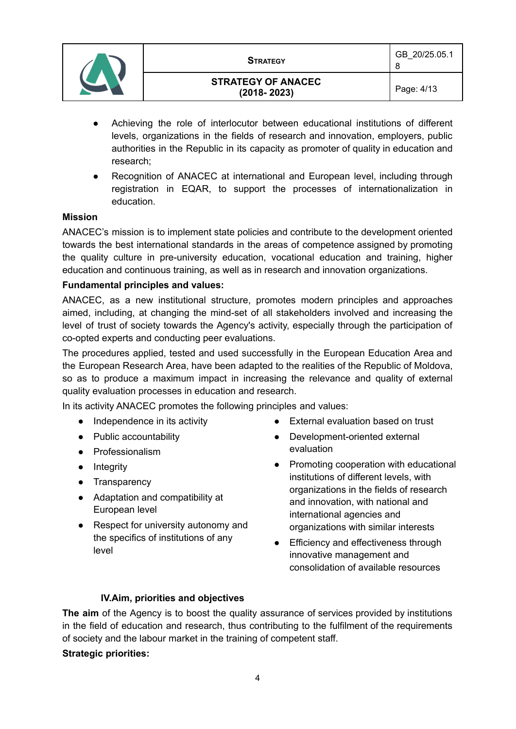- Achieving the role of interlocutor between educational institutions of different levels, organizations in the fields of research and innovation, employers, public authorities in the Republic in its capacity as promoter of quality in education and research;
- Recognition of ANACEC at international and European level, including through registration in EQAR, to support the processes of internationalization in education.

**Mission**

ANACEC's mission is to implement state policies and contribute to the development oriented towards the best international standards in the areas of competence assigned by promoting the quality culture in pre-university education, vocational education and training, higher education and continuous training, as well as in research and innovation organizations.

**Fundamental principles and values:**

ANACEC, as a new institutional structure, promotes modern principles and approaches aimed, including, at changing the mind-set of all stakeholders involved and increasing the level of trust of society towards the Agency's activity, especially through the participation of co-opted experts and conducting peer evaluations.

The procedures applied, tested and used successfully in the European Education Area and the European Research Area, have been adapted to the realities of the Republic of Moldova, so as to produce a maximum impact in increasing the relevance and quality of external quality evaluation processes in education and research.

In its activity ANACEC promotes the following principles and values:

- Independence in its activity
- Public accountability
- Professionalism
- Integrity
- Transparency
- Adaptation and compatibility at European level
- Respect for university autonomy and the specifics of institutions of any level
- External evaluation based on trust
- Development-oriented external evaluation
- Promoting cooperation with educational institutions of different levels, with organizations in the fields of research and innovation, with national and international agencies and organizations with similar interests
- Efficiency and effectiveness through innovative management and consolidation of available resources

## IV. Aim, priorities and objectives

**The aim** of the Agency is to boost the quality assurance of services provided by institutions in the field of education and research, thus contributing to the fulfilment of the requirements of society and the labour market in the training of competent staff.

**Strategic priorities:**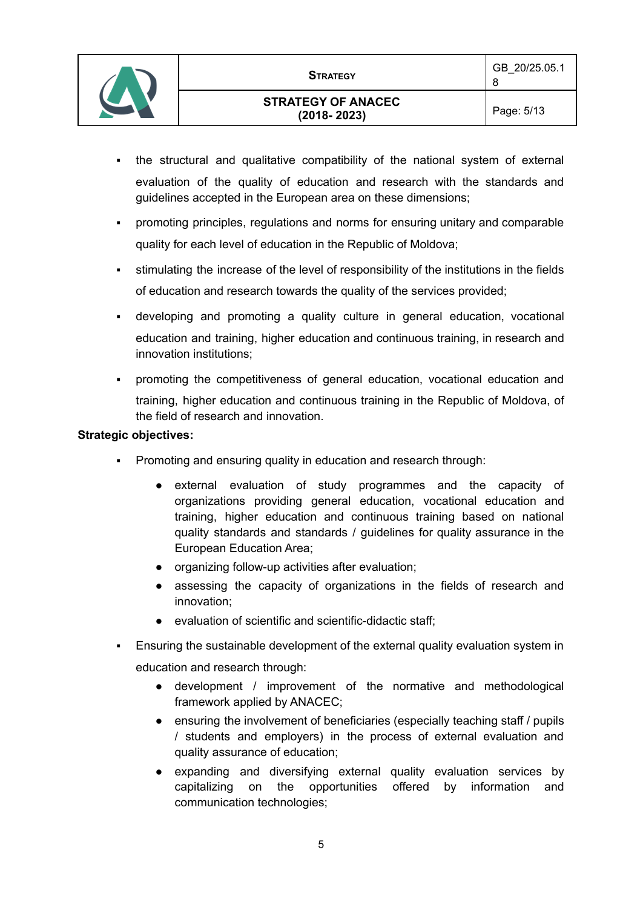- the structural and qualitative compatibility of the national system of external evaluation of the quality of education and research with the standards and guidelines accepted in the European area on these dimensions;
- promoting principles, regulations and norms for ensuring unitary and comparable quality for each level of education in the Republic of Moldova;
- stimulating the increase of the level of responsibility of the institutions in the fields of education and research towards the quality of the services provided;
- developing and promoting a quality culture in general education, vocational education and training, higher education and continuous training, in research and innovation institutions;
- promoting the competitiveness of general education, vocational education and training, higher education and continuous training in the Republic of Moldova, of the field of research and innovation.

**Strategic objectives:**

- Promoting and ensuring quality in education and research through:
  - external evaluation of study programmes and the capacity of organizations providing general education, vocational education and training, higher education and continuous training based on national quality standards and standards / guidelines for quality assurance in the European Education Area;
  - organizing follow-up activities after evaluation;
  - assessing the capacity of organizations in the fields of research and innovation;
  - evaluation of scientific and scientific-didactic staff;
- Ensuring the sustainable development of the external quality evaluation system in education and research through:
  - development / improvement of the normative and methodological framework applied by ANACEC;
  - ensuring the involvement of beneficiaries (especially teaching staff / pupils / students and employers) in the process of external evaluation and quality assurance of education;
  - expanding and diversifying external quality evaluation services by capitalizing on the opportunities offered by information and communication technologies;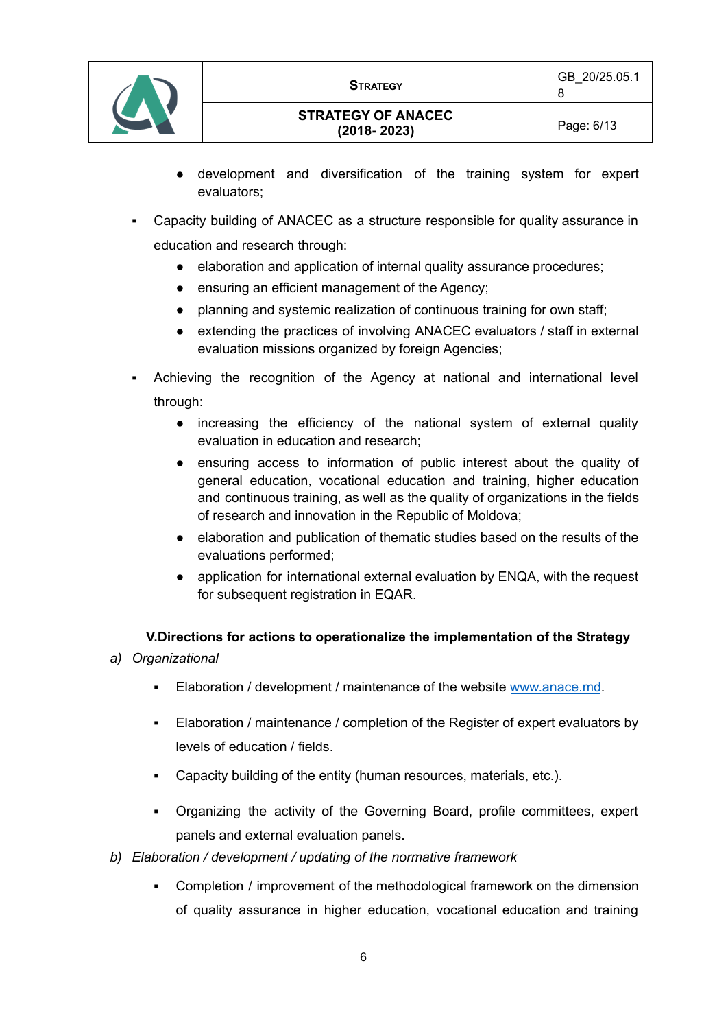- development and diversification of the training system for expert evaluators;

- Capacity building of ANACEC as a structure responsible for quality assurance in education and research through:
  - elaboration and application of internal quality assurance procedures;
  - ensuring an efficient management of the Agency;
  - planning and systemic realization of continuous training for own staff;
  - extending the practices of involving ANACEC evaluators / staff in external evaluation missions organized by foreign Agencies;

- Achieving the recognition of the Agency at national and international level through:
  - increasing the efficiency of the national system of external quality evaluation in education and research;
  - ensuring access to information of public interest about the quality of general education, vocational education and training, higher education and continuous training, as well as the quality of organizations in the fields of research and innovation in the Republic of Moldova;
  - elaboration and publication of thematic studies based on the results of the evaluations performed;
  - application for international external evaluation by ENQA, with the request for subsequent registration in EQAR.

## V.Directions for actions to operationalize the implementation of the Strategy

a) *Organizational*

- Elaboration / development / maintenance of the website [www.anace.md](http://www.anace.md).
- Elaboration / maintenance / completion of the Register of expert evaluators by levels of education / fields.
- Capacity building of the entity (human resources, materials, etc.).
- Organizing the activity of the Governing Board, profile committees, expert panels and external evaluation panels.

b) *Elaboration / development / updating of the normative framework*

- Completion / improvement of the methodological framework on the dimension of quality assurance in higher education, vocational education and training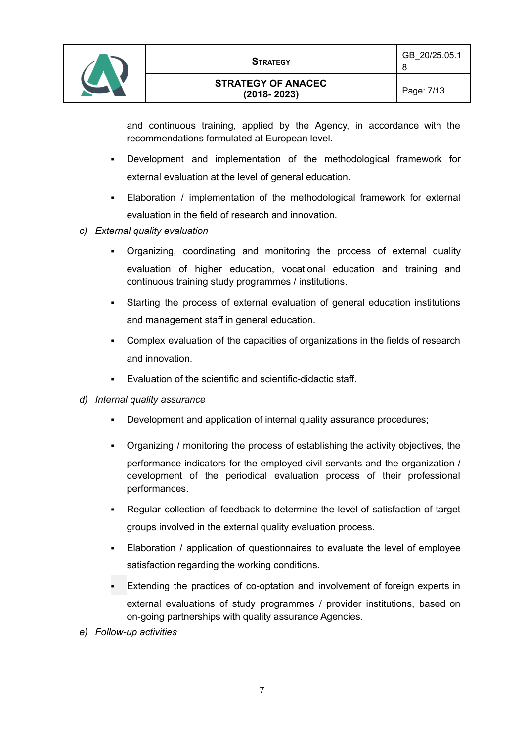and continuous training, applied by the Agency, in accordance with the recommendations formulated at European level.

- Development and implementation of the methodological framework for external evaluation at the level of general education.
- Elaboration / implementation of the methodological framework for external evaluation in the field of research and innovation.

c) *External quality evaluation*

- Organizing, coordinating and monitoring the process of external quality evaluation of higher education, vocational education and training and continuous training study programmes / institutions.
- Starting the process of external evaluation of general education institutions and management staff in general education.
- Complex evaluation of the capacities of organizations in the fields of research and innovation.
- Evaluation of the scientific and scientific-didactic staff.

d) *Internal quality assurance*

- Development and application of internal quality assurance procedures;
- Organizing / monitoring the process of establishing the activity objectives, the performance indicators for the employed civil servants and the organization / development of the periodical evaluation process of their professional performances.
- Regular collection of feedback to determine the level of satisfaction of target groups involved in the external quality evaluation process.
- Elaboration / application of questionnaires to evaluate the level of employee satisfaction regarding the working conditions.
- Extending the practices of co-optation and involvement of foreign experts in external evaluations of study programmes / provider institutions, based on on-going partnerships with quality assurance Agencies.

e) *Follow-up activities*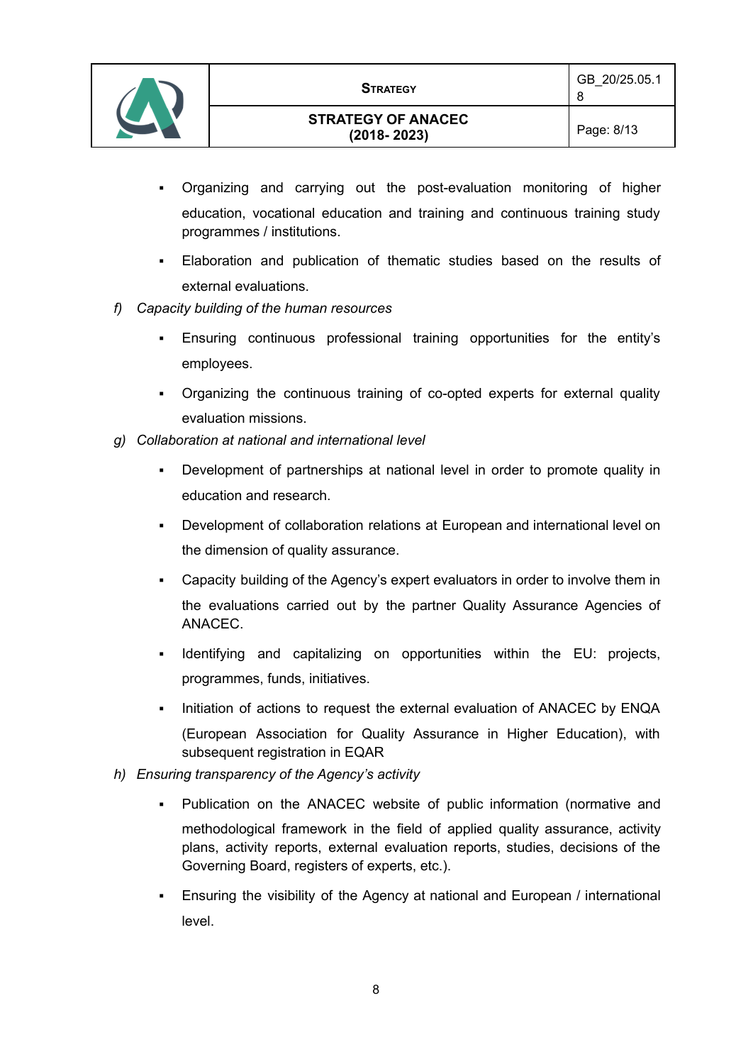- Organizing and carrying out the post-evaluation monitoring of higher education, vocational education and training and continuous training study programmes / institutions.
- Elaboration and publication of thematic studies based on the results of external evaluations.

f) *Capacity building of the human resources*

- Ensuring continuous professional training opportunities for the entity's employees.
- Organizing the continuous training of co-opted experts for external quality evaluation missions.

g) *Collaboration at national and international level*

- Development of partnerships at national level in order to promote quality in education and research.
- Development of collaboration relations at European and international level on the dimension of quality assurance.
- Capacity building of the Agency's expert evaluators in order to involve them in the evaluations carried out by the partner Quality Assurance Agencies of ANACEC.
- Identifying and capitalizing on opportunities within the EU: projects, programmes, funds, initiatives.
- Initiation of actions to request the external evaluation of ANACEC by ENQA (European Association for Quality Assurance in Higher Education), with subsequent registration in EQAR

h) *Ensuring transparency of the Agency's activity*

- Publication on the ANACEC website of public information (normative and methodological framework in the field of applied quality assurance, activity plans, activity reports, external evaluation reports, studies, decisions of the Governing Board, registers of experts, etc.).
- Ensuring the visibility of the Agency at national and European / international level.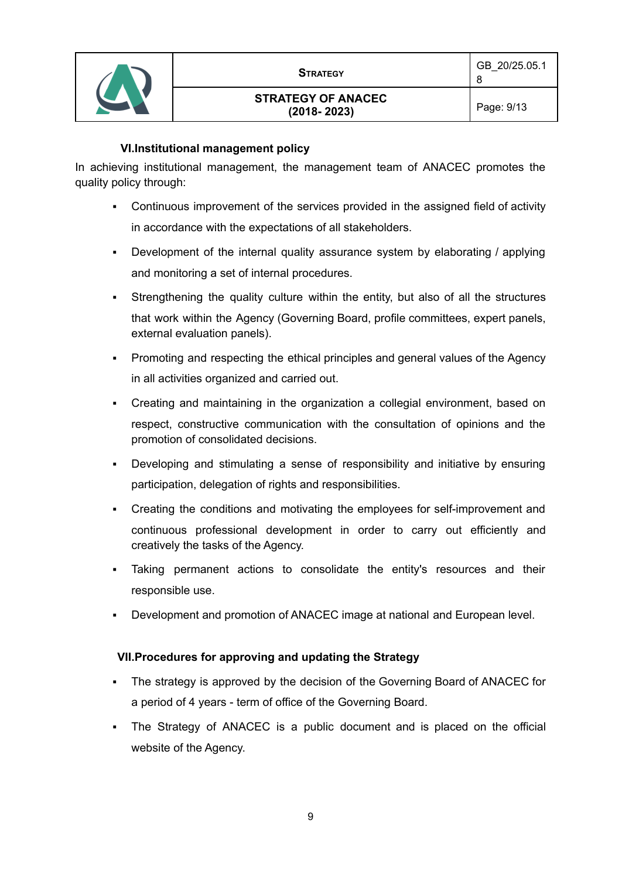## VI.Institutional management policy

In achieving institutional management, the management team of ANACEC promotes the quality policy through:

- Continuous improvement of the services provided in the assigned field of activity in accordance with the expectations of all stakeholders.
- Development of the internal quality assurance system by elaborating / applying and monitoring a set of internal procedures.
- Strengthening the quality culture within the entity, but also of all the structures that work within the Agency (Governing Board, profile committees, expert panels, external evaluation panels).
- Promoting and respecting the ethical principles and general values of the Agency in all activities organized and carried out.
- Creating and maintaining in the organization a collegial environment, based on respect, constructive communication with the consultation of opinions and the promotion of consolidated decisions.
- Developing and stimulating a sense of responsibility and initiative by ensuring participation, delegation of rights and responsibilities.
- Creating the conditions and motivating the employees for self-improvement and continuous professional development in order to carry out efficiently and creatively the tasks of the Agency.
- Taking permanent actions to consolidate the entity's resources and their responsible use.
- Development and promotion of ANACEC image at national and European level.

## VII.Procedures for approving and updating the Strategy

- The strategy is approved by the decision of the Governing Board of ANACEC for a period of 4 years - term of office of the Governing Board.
- The Strategy of ANACEC is a public document and is placed on the official website of the Agency.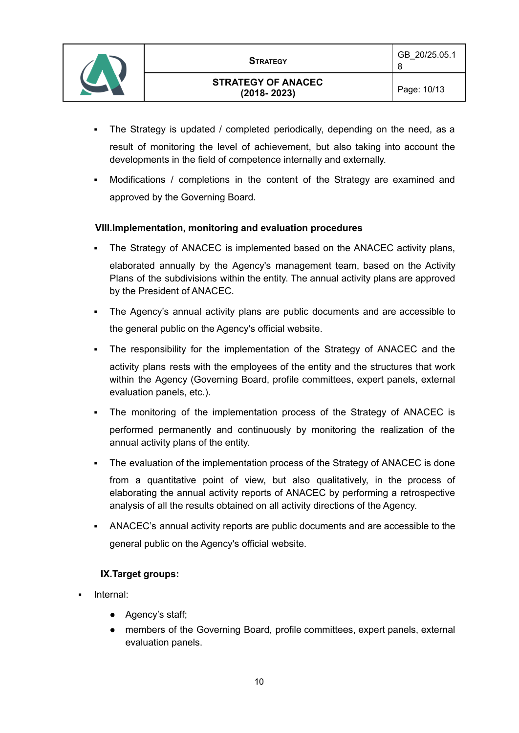- The Strategy is updated / completed periodically, depending on the need, as a result of monitoring the level of achievement, but also taking into account the developments in the field of competence internally and externally.
- Modifications / completions in the content of the Strategy are examined and approved by the Governing Board.

## VIII.Implementation, monitoring and evaluation procedures

- The Strategy of ANACEC is implemented based on the ANACEC activity plans, elaborated annually by the Agency's management team, based on the Activity Plans of the subdivisions within the entity. The annual activity plans are approved by the President of ANACEC.
- The Agency's annual activity plans are public documents and are accessible to the general public on the Agency's official website.
- The responsibility for the implementation of the Strategy of ANACEC and the activity plans rests with the employees of the entity and the structures that work within the Agency (Governing Board, profile committees, expert panels, external evaluation panels, etc.).
- The monitoring of the implementation process of the Strategy of ANACEC is performed permanently and continuously by monitoring the realization of the annual activity plans of the entity.
- The evaluation of the implementation process of the Strategy of ANACEC is done from a quantitative point of view, but also qualitatively, in the process of elaborating the annual activity reports of ANACEC by performing a retrospective analysis of all the results obtained on all activity directions of the Agency.
- ANACEC's annual activity reports are public documents and are accessible to the general public on the Agency's official website.

## IX.Target groups:

- Internal:
  - Agency's staff;
  - members of the Governing Board, profile committees, expert panels, external evaluation panels.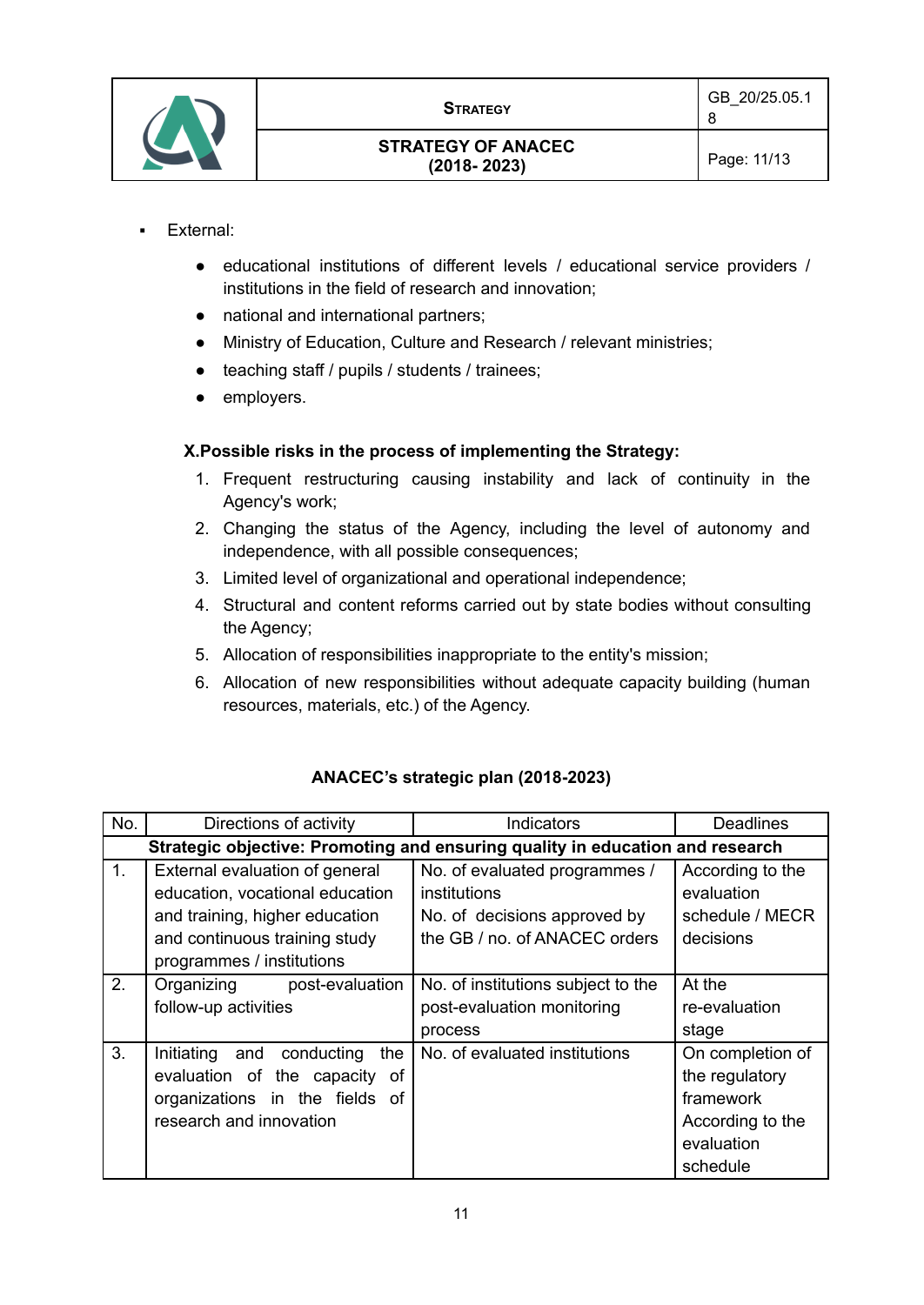- External:
  - educational institutions of different levels / educational service providers / institutions in the field of research and innovation;
  - national and international partners;
  - Ministry of Education, Culture and Research / relevant ministries;
  - teaching staff / pupils / students / trainees;
  - employers.

**X.Possible risks in the process of implementing the Strategy:**

1. Frequent restructuring causing instability and lack of continuity in the Agency's work;
2. Changing the status of the Agency, including the level of autonomy and independence, with all possible consequences;
3. Limited level of organizational and operational independence;
4. Structural and content reforms carried out by state bodies without consulting the Agency;
5. Allocation of responsibilities inappropriate to the entity's mission;
6. Allocation of new responsibilities without adequate capacity building (human resources, materials, etc.) of the Agency.

**ANACEC's strategic plan (2018-2023)**

| No. | Directions of activity | Indicators | Deadlines |
|---|---|---|---|
| **Strategic objective: Promoting and ensuring quality in education and research** | | | |
| 1. | External evaluation of general education, vocational education and training, higher education and continuous training study programmes / institutions | No. of evaluated programmes / institutions<br>No. of decisions approved by the GB / no. of ANACEC orders | According to the evaluation schedule / MECR decisions |
| 2. | Organizing post-evaluation follow-up activities | No. of institutions subject to the post-evaluation monitoring process | At the re-evaluation stage |
| 3. | Initiating and conducting the evaluation of the capacity of organizations in the fields of research and innovation | No. of evaluated institutions | On completion of the regulatory framework<br>According to the evaluation schedule |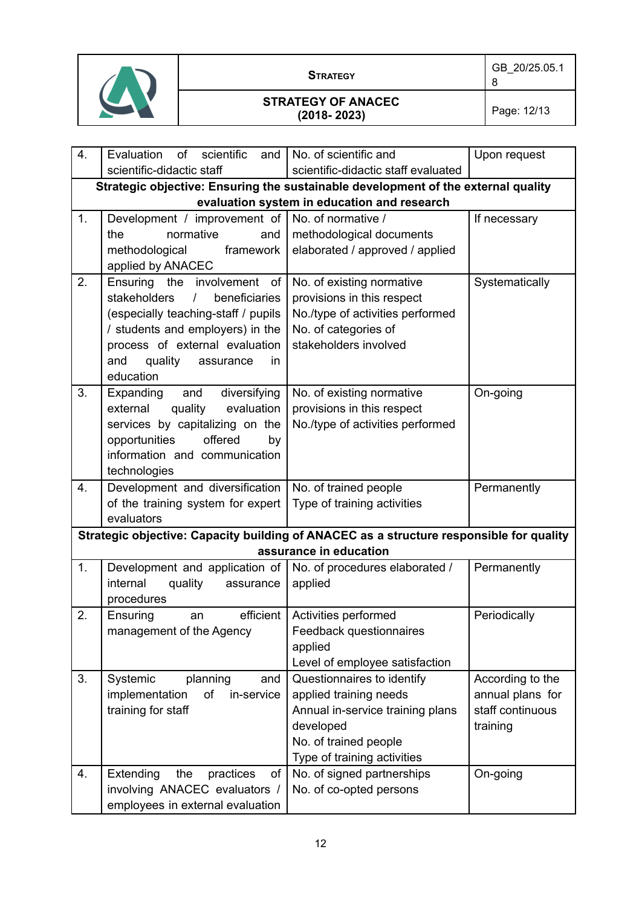| 4. | Evaluation of scientific and scientific-didactic staff | No. of scientific and scientific-didactic staff evaluated | Upon request |
|---|---|---|---|
| **Strategic objective: Ensuring the sustainable development of the external quality evaluation system in education and research** | | | |
| 1. | Development / improvement of the normative and methodological framework applied by ANACEC | No. of normative / methodological documents elaborated / approved / applied | If necessary |
| 2. | Ensuring the involvement of stakeholders / beneficiaries (especially teaching-staff / pupils / students and employers) in the process of external evaluation and quality assurance in education | No. of existing normative provisions in this respect<br>No./type of activities performed<br>No. of categories of stakeholders involved | Systematically |
| 3. | Expanding and diversifying external quality evaluation services by capitalizing on the opportunities offered by information and communication technologies | No. of existing normative provisions in this respect<br>No./type of activities performed | On-going |
| 4. | Development and diversification of the training system for expert evaluators | No. of trained people<br>Type of training activities | Permanently |
| **Strategic objective: Capacity building of ANACEC as a structure responsible for quality assurance in education** | | | |
| 1. | Development and application of internal quality assurance procedures | No. of procedures elaborated / applied | Permanently |
| 2. | Ensuring an efficient management of the Agency | Activities performed<br>Feedback questionnaires applied<br>Level of employee satisfaction | Periodically |
| 3. | Systemic planning and implementation of in-service training for staff | Questionnaires to identify applied training needs<br>Annual in-service training plans developed<br>No. of trained people<br>Type of training activities | According to the annual plans for staff continuous training |
| 4. | Extending the practices of involving ANACEC evaluators / employees in external evaluation | No. of signed partnerships<br>No. of co-opted persons | On-going |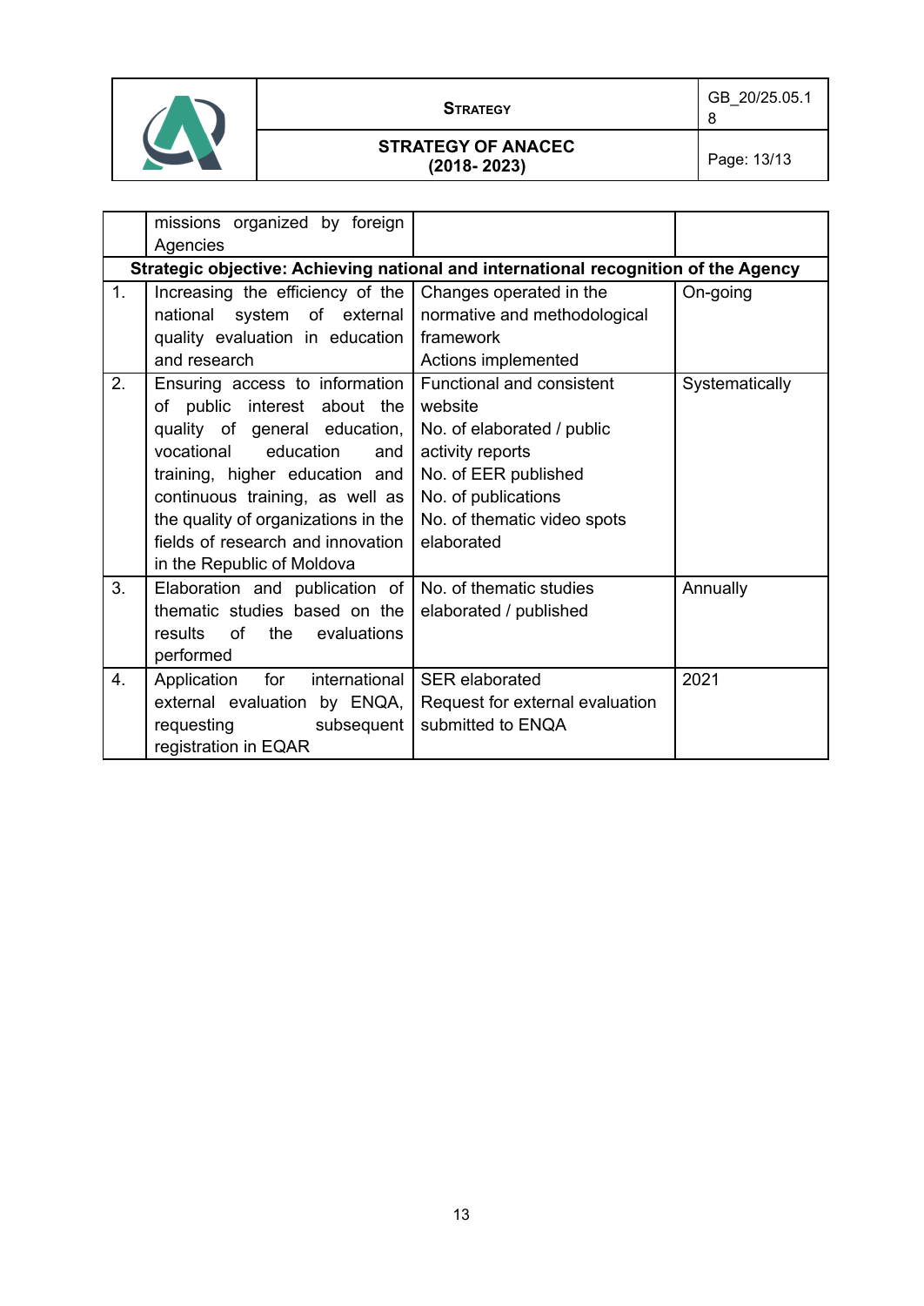| | | | |
|---|---|---|---|
| | missions organized by foreign Agencies | | |
| **Strategic objective: Achieving national and international recognition of the Agency** | | | |
| 1. | Increasing the efficiency of the national system of external quality evaluation in education and research | Changes operated in the normative and methodological framework<br>Actions implemented | On-going |
| 2. | Ensuring access to information of public interest about the quality of general education, vocational education and training, higher education and continuous training, as well as the quality of organizations in the fields of research and innovation in the Republic of Moldova | Functional and consistent website<br>No. of elaborated / public activity reports<br>No. of EER published<br>No. of publications<br>No. of thematic video spots elaborated | Systematically |
| 3. | Elaboration and publication of thematic studies based on the results of the evaluations performed | No. of thematic studies elaborated / published | Annually |
| 4. | Application for international external evaluation by ENQA, requesting subsequent registration in EQAR | SER elaborated<br>Request for external evaluation submitted to ENQA | 2021 |